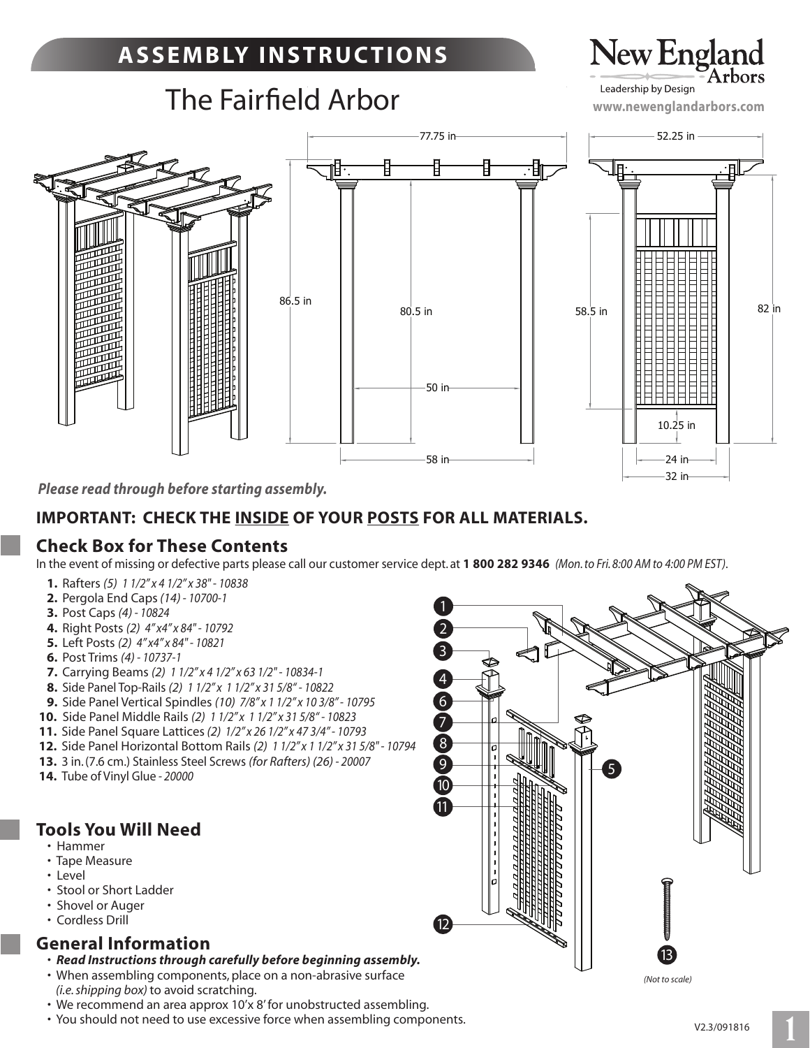# ASSEMBLY INSTRUCTIONS

New England Arbors
Leadership by Design
www.newenglandarbors.com

# The Fairfield Arbor

77.75 in
52.25 in
86.5 in
80.5 in
50 in
58 in
58.5 in
82 in
10.25 in
24 in
32 in

***Please read through before starting assembly.***

**IMPORTANT: CHECK THE INSIDE OF YOUR POSTS FOR ALL MATERIALS.**

## Check Box for These Contents

In the event of missing or defective parts please call our customer service dept. at **1 800 282 9346** *(Mon. to Fri. 8:00 AM to 4:00 PM EST)*.

1. Rafters *(5) 1 1/2" x 4 1/2" x 38" - 10838*
2. Pergola End Caps *(14) - 10700-1*
3. Post Caps *(4) - 10824*
4. Right Posts *(2) 4" x4" x 84" - 10792*
5. Left Posts *(2) 4" x4" x 84" - 10821*
6. Post Trims *(4) - 10737-1*
7. Carrying Beams *(2) 1 1/2" x 4 1/2" x 63 1/2" - 10834-1*
8. Side Panel Top-Rails *(2) 1 1/2" x 1 1/2" x 31 5/8" - 10822*
9. Side Panel Vertical Spindles *(10) 7/8" x 1 1/2" x 10 3/8" - 10795*
10. Side Panel Middle Rails *(2) 1 1/2" x 1 1/2" x 31 5/8" - 10823*
11. Side Panel Square Lattices *(2) 1/2" x 26 1/2" x 47 3/4" - 10793*
12. Side Panel Horizontal Bottom Rails *(2) 1 1/2" x 1 1/2" x 31 5/8" - 10794*
13. 3 in. (7.6 cm.) Stainless Steel Screws *(for Rafters) (26) - 20007*
14. Tube of Vinyl Glue - *20000*

*(Not to scale)*

## Tools You Will Need

- Hammer
- Tape Measure
- Level
- Stool or Short Ladder
- Shovel or Auger
- Cordless Drill

## General Information

- ***Read Instructions through carefully before beginning assembly.***
- When assembling components, place on a non-abrasive surface *(i.e. shipping box)* to avoid scratching.
- We recommend an area approx 10' x 8' for unobstructed assembling.
- You should not need to use excessive force when assembling components.

V2.3/091816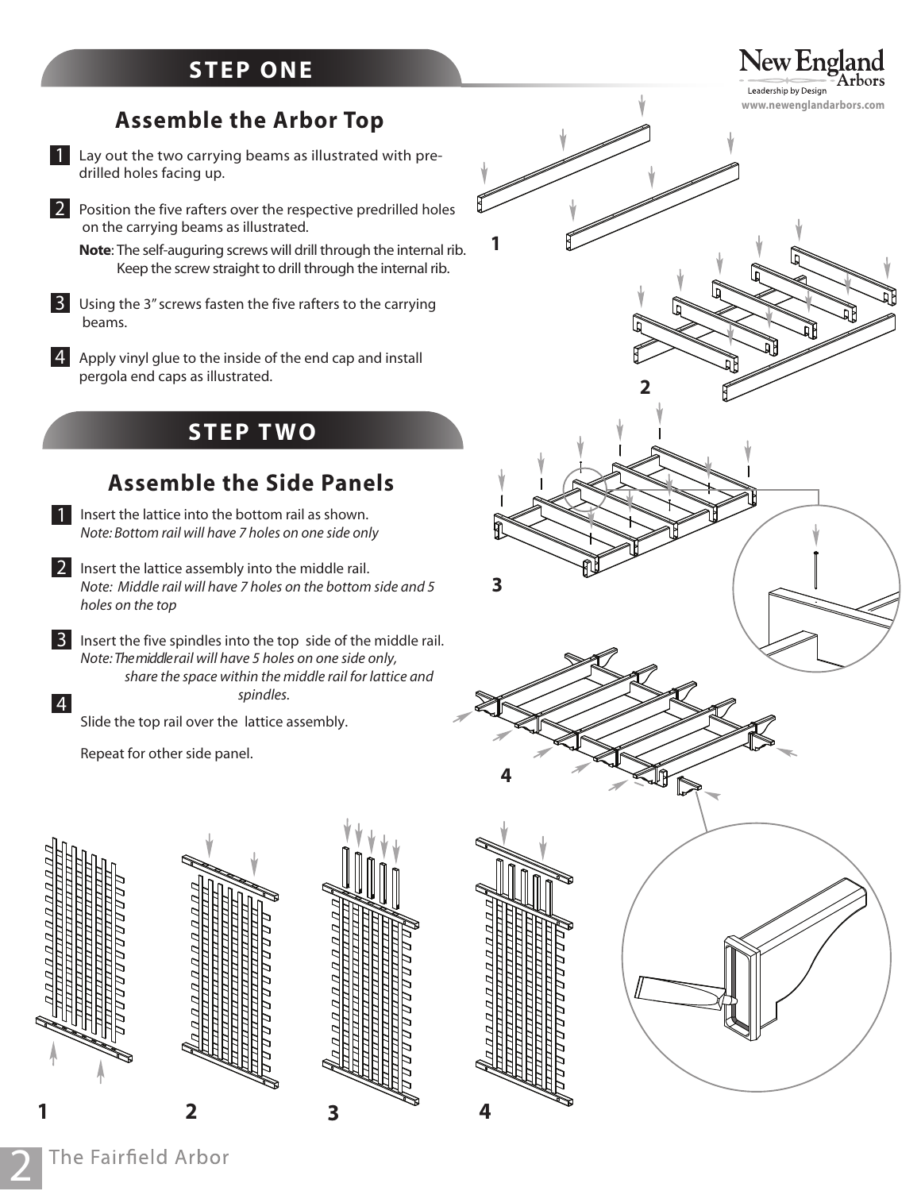## STEP ONE

### Assemble the Arbor Top

1. Lay out the two carrying beams as illustrated with pre-drilled holes facing up.

2. Position the five rafters over the respective predrilled holes on the carrying beams as illustrated.

   **Note**: The self-auguring screws will drill through the internal rib. Keep the screw straight to drill through the internal rib.

3. Using the 3" screws fasten the five rafters to the carrying beams.

4. Apply vinyl glue to the inside of the end cap and install pergola end caps as illustrated.

## STEP TWO

### Assemble the Side Panels

1. Insert the lattice into the bottom rail as shown.
   *Note: Bottom rail will have 7 holes on one side only*

2. Insert the lattice assembly into the middle rail.
   *Note: Middle rail will have 7 holes on the bottom side and 5 holes on the top*

3. Insert the five spindles into the top side of the middle rail.
   *Note: The middle rail will have 5 holes on one side only, share the space within the middle rail for lattice and spindles.*

4. Slide the top rail over the lattice assembly.

   Repeat for other side panel.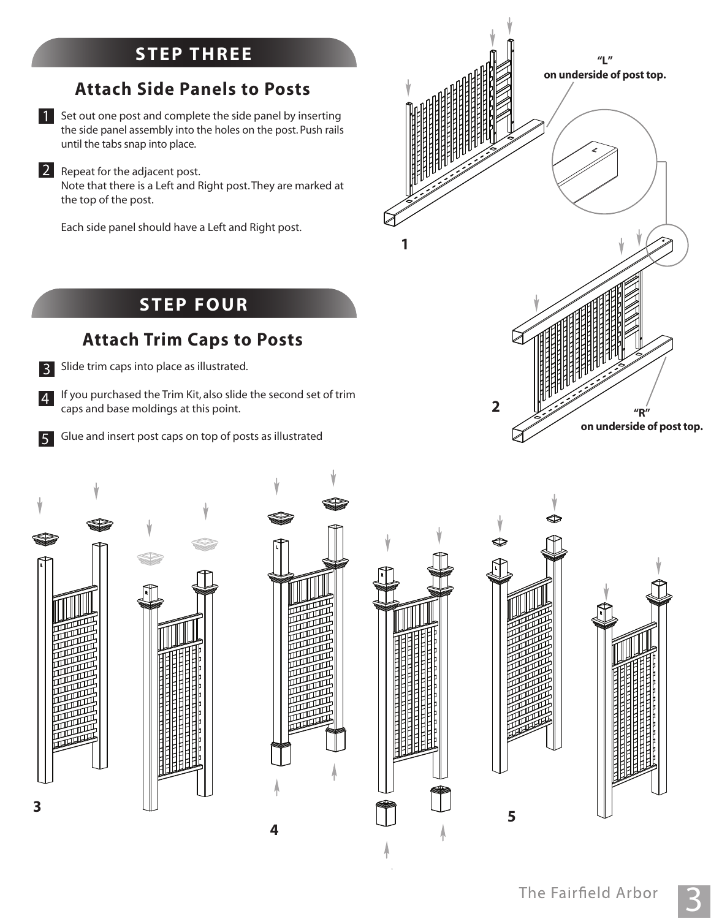## STEP THREE

### Attach Side Panels to Posts

1. Set out one post and complete the side panel by inserting the side panel assembly into the holes on the post. Push rails until the tabs snap into place.

2. Repeat for the adjacent post.
   Note that there is a Left and Right post. They are marked at the top of the post.

   Each side panel should have a Left and Right post.

"L" on underside of post top.

"R" on underside of post top.

## STEP FOUR

### Attach Trim Caps to Posts

3. Slide trim caps into place as illustrated.

4. If you purchased the Trim Kit, also slide the second set of trim caps and base moldings at this point.

5. Glue and insert post caps on top of posts as illustrated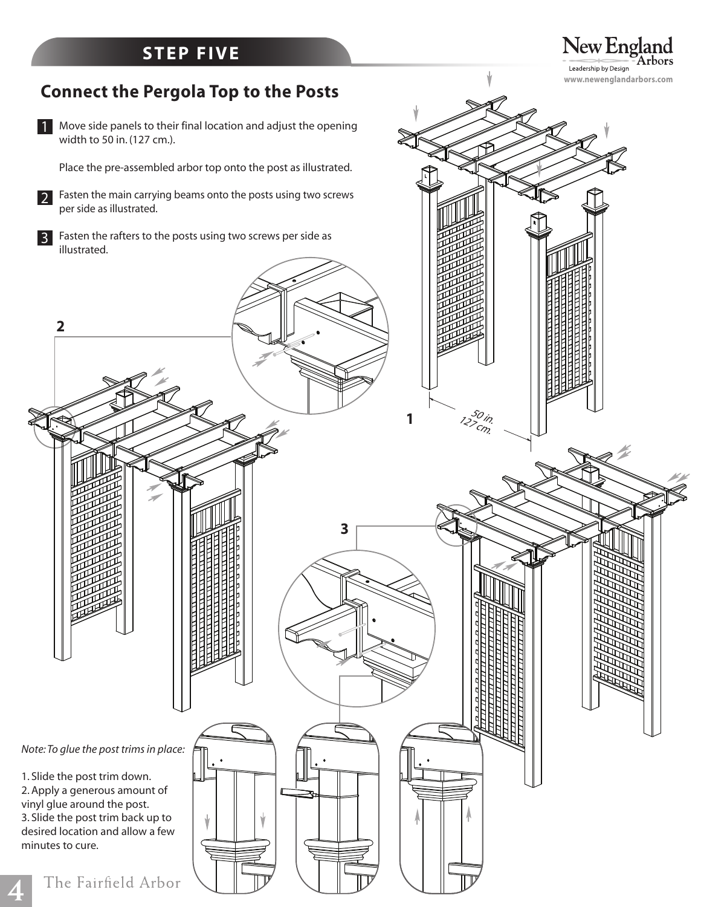## STEP FIVE

# Connect the Pergola Top to the Posts

1. Move side panels to their final location and adjust the opening width to 50 in. (127 cm.).

   Place the pre-assembled arbor top onto the post as illustrated.

2. Fasten the main carrying beams onto the posts using two screws per side as illustrated.

3. Fasten the rafters to the posts using two screws per side as illustrated.

2

1

50 in.
127 cm.

3

*Note: To glue the post trims in place:*

1. Slide the post trim down.
2. Apply a generous amount of vinyl glue around the post.
3. Slide the post trim back up to desired location and allow a few minutes to cure.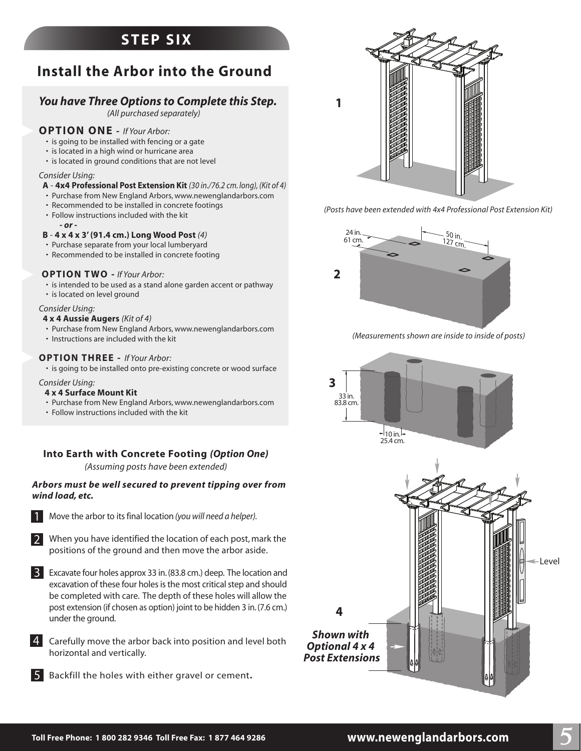## STEP SIX

# Install the Arbor into the Ground

### *You have Three Options to Complete this Step.*

*(All purchased separately)*

**OPTION ONE -** *If Your Arbor:*

- is going to be installed with fencing or a gate
- is located in a high wind or hurricane area
- is located in ground conditions that are not level

*Consider Using:*

**A** - **4x4 Professional Post Extension Kit** *(30 in./76.2 cm. long), (Kit of 4)*

- Purchase from New England Arbors, www.newenglandarbors.com
- Recommended to be installed in concrete footings
- Follow instructions included with the kit

***- or -***

**B** - **4 x 4 x 3' (91.4 cm.) Long Wood Post** *(4)*

- Purchase separate from your local lumberyard
- Recommended to be installed in concrete footing

**OPTION TWO -** *If Your Arbor:*

- is intended to be used as a stand alone garden accent or pathway
- is located on level ground

*Consider Using:*

**4 x 4 Aussie Augers** *(Kit of 4)*

- Purchase from New England Arbors, www.newenglandarbors.com
- Instructions are included with the kit

**OPTION THREE -** *If Your Arbor:*

- is going to be installed onto pre-existing concrete or wood surface

*Consider Using:*

**4 x 4 Surface Mount Kit**

- Purchase from New England Arbors, www.newenglandarbors.com
- Follow instructions included with the kit

### Into Earth with Concrete Footing *(Option One)*

*(Assuming posts have been extended)*

***Arbors must be well secured to prevent tipping over from wind load, etc.***

1. Move the arbor to its final location *(you will need a helper).*
2. When you have identified the location of each post, mark the positions of the ground and then move the arbor aside.
3. Excavate four holes approx 33 in. (83.8 cm.) deep. The location and excavation of these four holes is the most critical step and should be completed with care. The depth of these holes will allow the post extension (if chosen as option) joint to be hidden 3 in. (7.6 cm.) under the ground.
4. Carefully move the arbor back into position and level both horizontal and vertically.
5. Backfill the holes with either gravel or cement.

1

*(Posts have been extended with 4x4 Professional Post Extension Kit)*

2

24 in.
61 cm.
50 in.
127 cm.

*(Measurements shown are inside to inside of posts)*

3

33 in.
83.8 cm.
10 in.
25.4 cm.

4

Level

***Shown with Optional 4 x 4 Post Extensions***

Toll Free Phone: 1 800 282 9346 Toll Free Fax: 1 877 464 9286

www.newenglandarbors.com